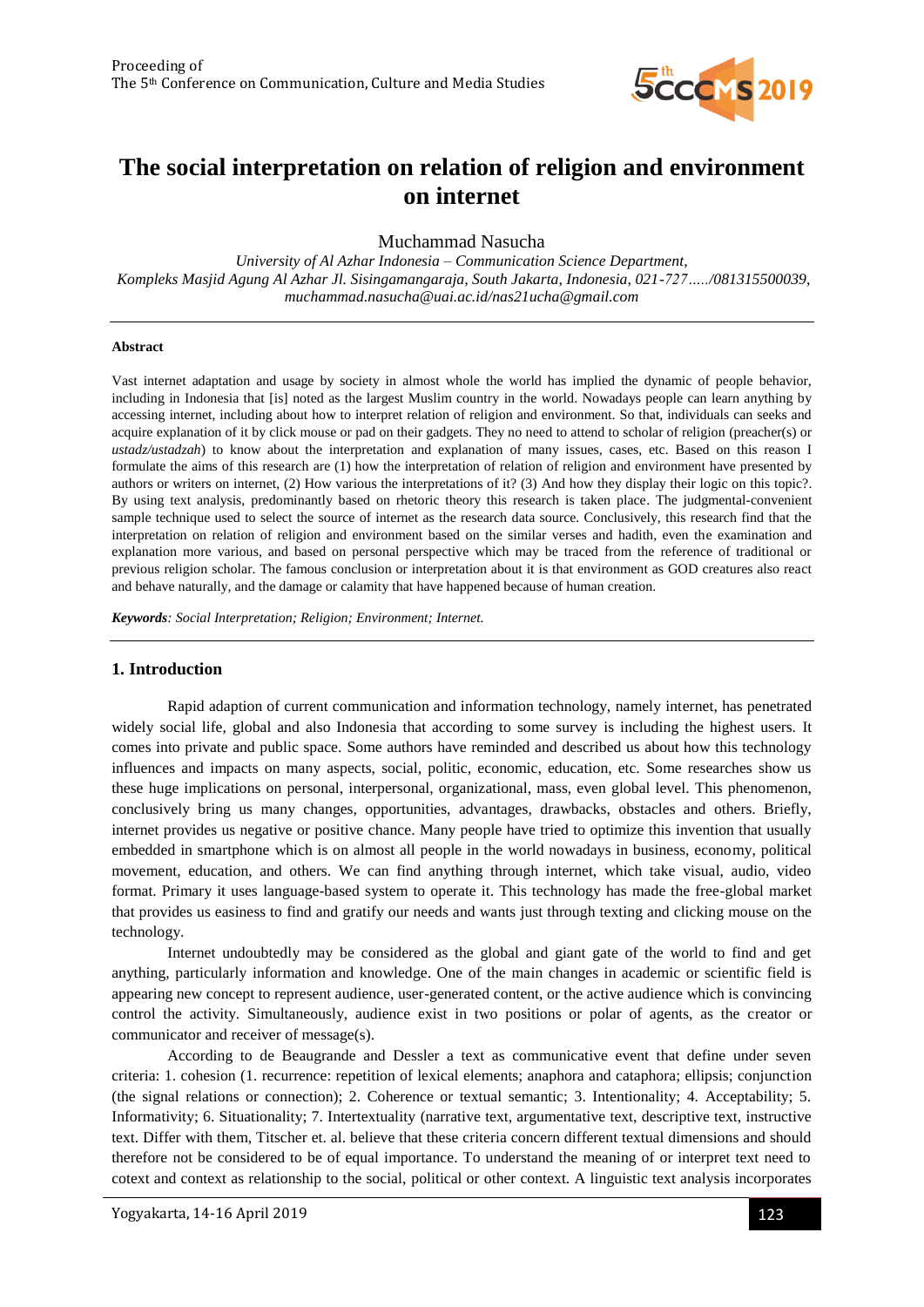# The social interpretation on relation of religion and environment on internet

Muchammad Nasucha

*University of Al Azhar Indonesia – Communication Science Department,*
*Kompleks Masjid Agung Al Azhar Jl. Sisingamangaraja, South Jakarta, Indonesia, 021-727...../081315500039,*
*muchammad.nasucha@uai.ac.id/nas21ucha@gmail.com*

#### Abstract

Vast internet adaptation and usage by society in almost whole the world has implied the dynamic of people behavior, including in Indonesia that [is] noted as the largest Muslim country in the world. Nowadays people can learn anything by accessing internet, including about how to interpret relation of religion and environment. So that, individuals can seeks and acquire explanation of it by click mouse or pad on their gadgets. They no need to attend to scholar of religion (preacher(s) or *ustadz/ustadzah*) to know about the interpretation and explanation of many issues, cases, etc. Based on this reason I formulate the aims of this research are (1) how the interpretation of relation of religion and environment have presented by authors or writers on internet, (2) How various the interpretations of it? (3) And how they display their logic on this topic?. By using text analysis, predominantly based on rhetoric theory this research is taken place. The judgmental-convenient sample technique used to select the source of internet as the research data source. Conclusively, this research find that the interpretation on relation of religion and environment based on the similar verses and hadith, even the examination and explanation more various, and based on personal perspective which may be traced from the reference of traditional or previous religion scholar. The famous conclusion or interpretation about it is that environment as GOD creatures also react and behave naturally, and the damage or calamity that have happened because of human creation.

***Keywords**: Social Interpretation; Religion; Environment; Internet.*

## 1. Introduction

Rapid adaption of current communication and information technology, namely internet, has penetrated widely social life, global and also Indonesia that according to some survey is including the highest users. It comes into private and public space. Some authors have reminded and described us about how this technology influences and impacts on many aspects, social, politic, economic, education, etc. Some researches show us these huge implications on personal, interpersonal, organizational, mass, even global level. This phenomenon, conclusively bring us many changes, opportunities, advantages, drawbacks, obstacles and others. Briefly, internet provides us negative or positive chance. Many people have tried to optimize this invention that usually embedded in smartphone which is on almost all people in the world nowadays in business, economy, political movement, education, and others. We can find anything through internet, which take visual, audio, video format. Primary it uses language-based system to operate it. This technology has made the free-global market that provides us easiness to find and gratify our needs and wants just through texting and clicking mouse on the technology.

Internet undoubtedly may be considered as the global and giant gate of the world to find and get anything, particularly information and knowledge. One of the main changes in academic or scientific field is appearing new concept to represent audience, user-generated content, or the active audience which is convincing control the activity. Simultaneously, audience exist in two positions or polar of agents, as the creator or communicator and receiver of message(s).

According to de Beaugrande and Dessler a text as communicative event that define under seven criteria: 1. cohesion (1. recurrence: repetition of lexical elements; anaphora and cataphora; ellipsis; conjunction (the signal relations or connection); 2. Coherence or textual semantic; 3. Intentionality; 4. Acceptability; 5. Informativity; 6. Situationality; 7. Intertextuality (narrative text, argumentative text, descriptive text, instructive text. Differ with them, Titscher et. al. believe that these criteria concern different textual dimensions and should therefore not be considered to be of equal importance. To understand the meaning of or interpret text need to cotext and context as relationship to the social, political or other context. A linguistic text analysis incorporates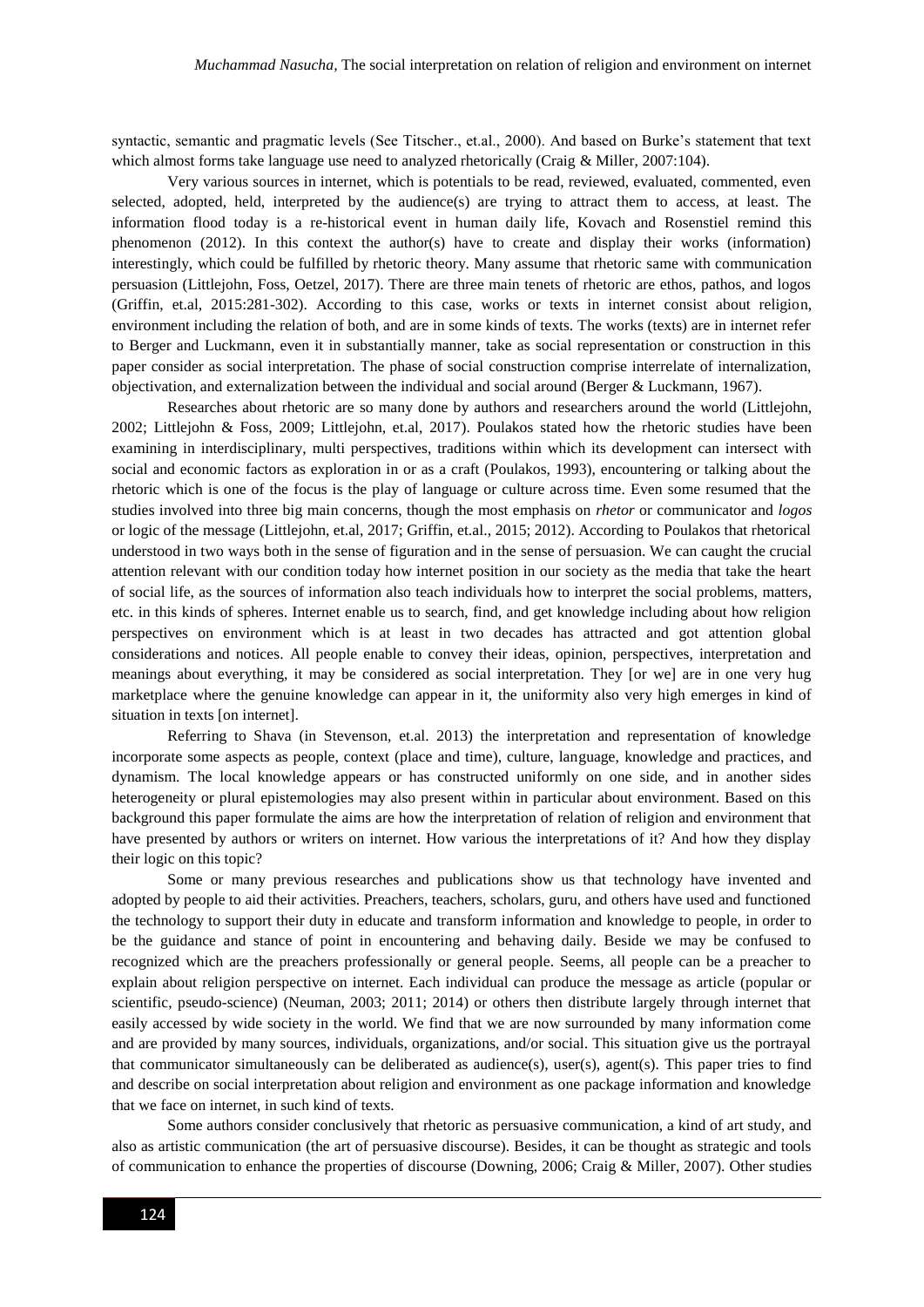syntactic, semantic and pragmatic levels (See Titscher., et.al., 2000). And based on Burke's statement that text which almost forms take language use need to analyzed rhetorically (Craig & Miller, 2007:104).

Very various sources in internet, which is potentials to be read, reviewed, evaluated, commented, even selected, adopted, held, interpreted by the audience(s) are trying to attract them to access, at least. The information flood today is a re-historical event in human daily life, Kovach and Rosenstiel remind this phenomenon (2012). In this context the author(s) have to create and display their works (information) interestingly, which could be fulfilled by rhetoric theory. Many assume that rhetoric same with communication persuasion (Littlejohn, Foss, Oetzel, 2017). There are three main tenets of rhetoric are ethos, pathos, and logos (Griffin, et.al, 2015:281-302). According to this case, works or texts in internet consist about religion, environment including the relation of both, and are in some kinds of texts. The works (texts) are in internet refer to Berger and Luckmann, even it in substantially manner, take as social representation or construction in this paper consider as social interpretation. The phase of social construction comprise interrelate of internalization, objectivation, and externalization between the individual and social around (Berger & Luckmann, 1967).

Researches about rhetoric are so many done by authors and researchers around the world (Littlejohn, 2002; Littlejohn & Foss, 2009; Littlejohn, et.al, 2017). Poulakos stated how the rhetoric studies have been examining in interdisciplinary, multi perspectives, traditions within which its development can intersect with social and economic factors as exploration in or as a craft (Poulakos, 1993), encountering or talking about the rhetoric which is one of the focus is the play of language or culture across time. Even some resumed that the studies involved into three big main concerns, though the most emphasis on *rhetor* or communicator and *logos* or logic of the message (Littlejohn, et.al, 2017; Griffin, et.al., 2015; 2012). According to Poulakos that rhetorical understood in two ways both in the sense of figuration and in the sense of persuasion. We can caught the crucial attention relevant with our condition today how internet position in our society as the media that take the heart of social life, as the sources of information also teach individuals how to interpret the social problems, matters, etc. in this kinds of spheres. Internet enable us to search, find, and get knowledge including about how religion perspectives on environment which is at least in two decades has attracted and got attention global considerations and notices. All people enable to convey their ideas, opinion, perspectives, interpretation and meanings about everything, it may be considered as social interpretation. They [or we] are in one very hug marketplace where the genuine knowledge can appear in it, the uniformity also very high emerges in kind of situation in texts [on internet].

Referring to Shava (in Stevenson, et.al. 2013) the interpretation and representation of knowledge incorporate some aspects as people, context (place and time), culture, language, knowledge and practices, and dynamism. The local knowledge appears or has constructed uniformly on one side, and in another sides heterogeneity or plural epistemologies may also present within in particular about environment. Based on this background this paper formulate the aims are how the interpretation of relation of religion and environment that have presented by authors or writers on internet. How various the interpretations of it? And how they display their logic on this topic?

Some or many previous researches and publications show us that technology have invented and adopted by people to aid their activities. Preachers, teachers, scholars, guru, and others have used and functioned the technology to support their duty in educate and transform information and knowledge to people, in order to be the guidance and stance of point in encountering and behaving daily. Beside we may be confused to recognized which are the preachers professionally or general people. Seems, all people can be a preacher to explain about religion perspective on internet. Each individual can produce the message as article (popular or scientific, pseudo-science) (Neuman, 2003; 2011; 2014) or others then distribute largely through internet that easily accessed by wide society in the world. We find that we are now surrounded by many information come and are provided by many sources, individuals, organizations, and/or social. This situation give us the portrayal that communicator simultaneously can be deliberated as audience(s), user(s), agent(s). This paper tries to find and describe on social interpretation about religion and environment as one package information and knowledge that we face on internet, in such kind of texts.

Some authors consider conclusively that rhetoric as persuasive communication, a kind of art study, and also as artistic communication (the art of persuasive discourse). Besides, it can be thought as strategic and tools of communication to enhance the properties of discourse (Downing, 2006; Craig & Miller, 2007). Other studies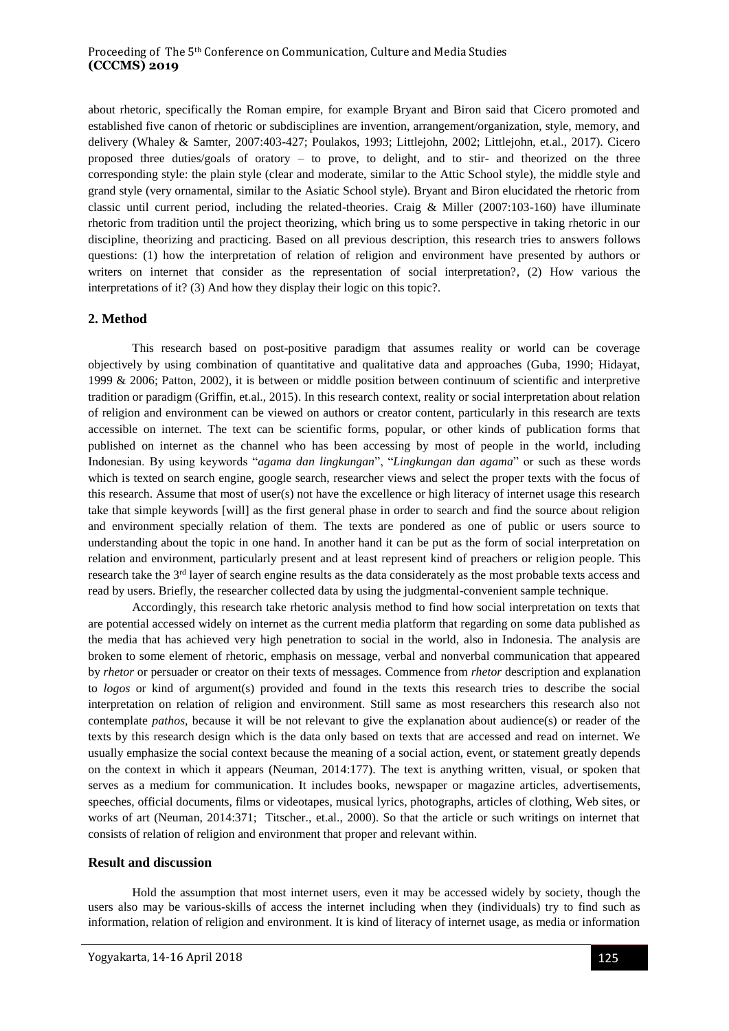about rhetoric, specifically the Roman empire, for example Bryant and Biron said that Cicero promoted and established five canon of rhetoric or subdisciplines are invention, arrangement/organization, style, memory, and delivery (Whaley & Samter, 2007:403-427; Poulakos, 1993; Littlejohn, 2002; Littlejohn, et.al., 2017). Cicero proposed three duties/goals of oratory – to prove, to delight, and to stir- and theorized on the three corresponding style: the plain style (clear and moderate, similar to the Attic School style), the middle style and grand style (very ornamental, similar to the Asiatic School style). Bryant and Biron elucidated the rhetoric from classic until current period, including the related-theories. Craig & Miller (2007:103-160) have illuminate rhetoric from tradition until the project theorizing, which bring us to some perspective in taking rhetoric in our discipline, theorizing and practicing. Based on all previous description, this research tries to answers follows questions: (1) how the interpretation of relation of religion and environment have presented by authors or writers on internet that consider as the representation of social interpretation?, (2) How various the interpretations of it? (3) And how they display their logic on this topic?.

## 2. Method

This research based on post-positive paradigm that assumes reality or world can be coverage objectively by using combination of quantitative and qualitative data and approaches (Guba, 1990; Hidayat, 1999 & 2006; Patton, 2002), it is between or middle position between continuum of scientific and interpretive tradition or paradigm (Griffin, et.al., 2015). In this research context, reality or social interpretation about relation of religion and environment can be viewed on authors or creator content, particularly in this research are texts accessible on internet. The text can be scientific forms, popular, or other kinds of publication forms that published on internet as the channel who has been accessing by most of people in the world, including Indonesian. By using keywords "*agama dan lingkungan*", "*Lingkungan dan agama*" or such as these words which is texted on search engine, google search, researcher views and select the proper texts with the focus of this research. Assume that most of user(s) not have the excellence or high literacy of internet usage this research take that simple keywords [will] as the first general phase in order to search and find the source about religion and environment specially relation of them. The texts are pondered as one of public or users source to understanding about the topic in one hand. In another hand it can be put as the form of social interpretation on relation and environment, particularly present and at least represent kind of preachers or religion people. This research take the 3rd layer of search engine results as the data considerately as the most probable texts access and read by users. Briefly, the researcher collected data by using the judgmental-convenient sample technique.

Accordingly, this research take rhetoric analysis method to find how social interpretation on texts that are potential accessed widely on internet as the current media platform that regarding on some data published as the media that has achieved very high penetration to social in the world, also in Indonesia. The analysis are broken to some element of rhetoric, emphasis on message, verbal and nonverbal communication that appeared by *rhetor* or persuader or creator on their texts of messages. Commence from *rhetor* description and explanation to *logos* or kind of argument(s) provided and found in the texts this research tries to describe the social interpretation on relation of religion and environment. Still same as most researchers this research also not contemplate *pathos*, because it will be not relevant to give the explanation about audience(s) or reader of the texts by this research design which is the data only based on texts that are accessed and read on internet. We usually emphasize the social context because the meaning of a social action, event, or statement greatly depends on the context in which it appears (Neuman, 2014:177). The text is anything written, visual, or spoken that serves as a medium for communication. It includes books, newspaper or magazine articles, advertisements, speeches, official documents, films or videotapes, musical lyrics, photographs, articles of clothing, Web sites, or works of art (Neuman, 2014:371; Titscher., et.al., 2000). So that the article or such writings on internet that consists of relation of religion and environment that proper and relevant within.

## Result and discussion

Hold the assumption that most internet users, even it may be accessed widely by society, though the users also may be various-skills of access the internet including when they (individuals) try to find such as information, relation of religion and environment. It is kind of literacy of internet usage, as media or information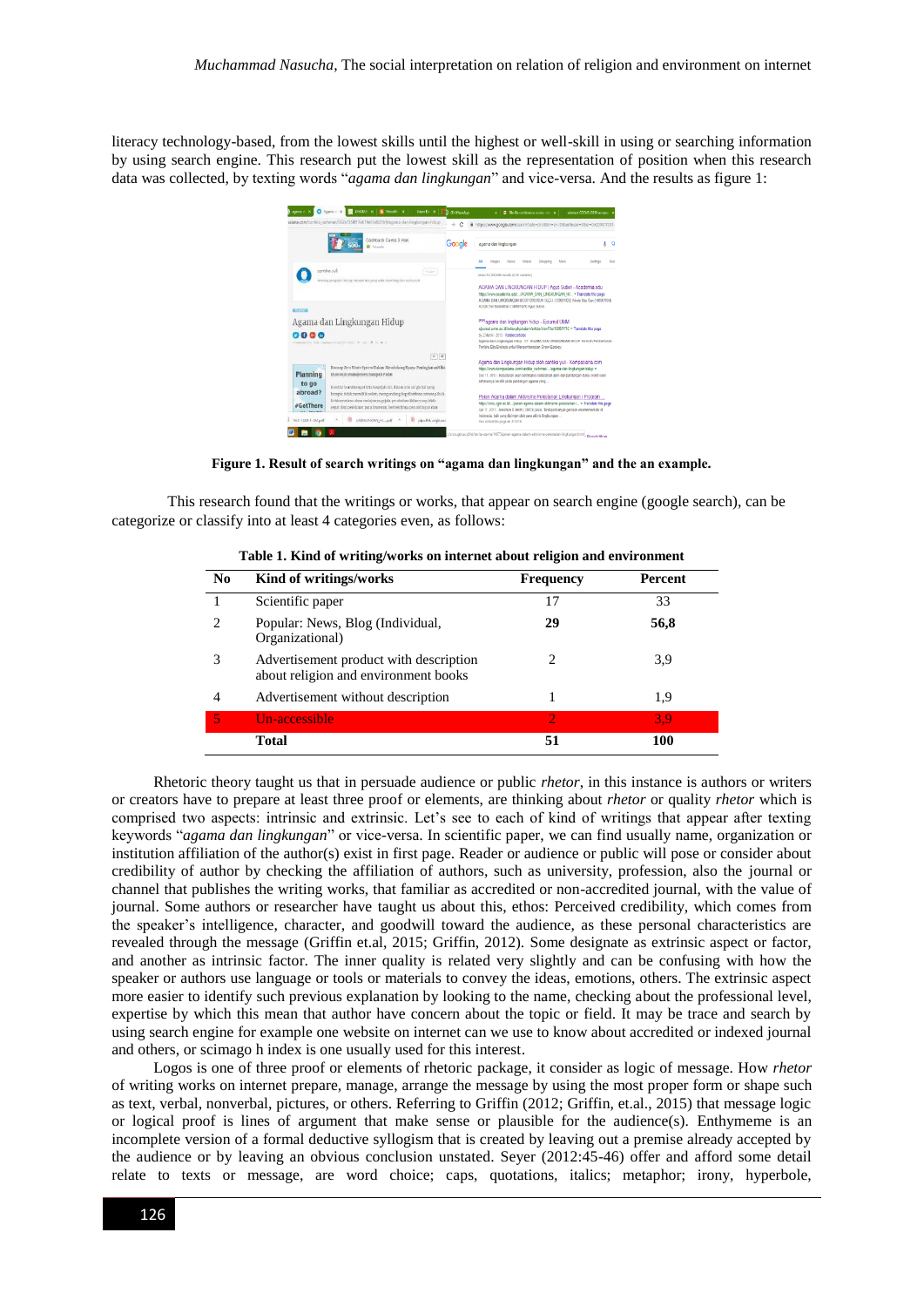literacy technology-based, from the lowest skills until the highest or well-skill in using or searching information by using search engine. This research put the lowest skill as the representation of position when this research data was collected, by texting words "*agama dan lingkungan*" and vice-versa. And the results as figure 1:

**Figure 1. Result of search writings on "agama dan lingkungan" and the an example.**

This research found that the writings or works, that appear on search engine (google search), can be categorize or classify into at least 4 categories even, as follows:

**Table 1. Kind of writing/works on internet about religion and environment**

| No | Kind of writings/works | Frequency | Percent |
|---|---|---|---|
| 1 | Scientific paper | 17 | 33 |
| 2 | Popular: News, Blog (Individual, Organizational) | **29** | **56,8** |
| 3 | Advertisement product with description about religion and environment books | 2 | 3,9 |
| 4 | Advertisement without description | 1 | 1,9 |
| 5 | Un-accessible | 2 | 3,9 |
| | **Total** | **51** | **100** |

Rhetoric theory taught us that in persuade audience or public *rhetor*, in this instance is authors or writers or creators have to prepare at least three proof or elements, are thinking about *rhetor* or quality *rhetor* which is comprised two aspects: intrinsic and extrinsic. Let's see to each of kind of writings that appear after texting keywords "*agama dan lingkungan*" or vice-versa. In scientific paper, we can find usually name, organization or institution affiliation of the author(s) exist in first page. Reader or audience or public will pose or consider about credibility of author by checking the affiliation of authors, such as university, profession, also the journal or channel that publishes the writing works, that familiar as accredited or non-accredited journal, with the value of journal. Some authors or researcher have taught us about this, ethos: Perceived credibility, which comes from the speaker's intelligence, character, and goodwill toward the audience, as these personal characteristics are revealed through the message (Griffin et.al, 2015; Griffin, 2012). Some designate as extrinsic aspect or factor, and another as intrinsic factor. The inner quality is related very slightly and can be confusing with how the speaker or authors use language or tools or materials to convey the ideas, emotions, others. The extrinsic aspect more easier to identify such previous explanation by looking to the name, checking about the professional level, expertise by which this mean that author have concern about the topic or field. It may be trace and search by using search engine for example one website on internet can we use to know about accredited or indexed journal and others, or scimago h index is one usually used for this interest.

Logos is one of three proof or elements of rhetoric package, it consider as logic of message. How *rhetor* of writing works on internet prepare, manage, arrange the message by using the most proper form or shape such as text, verbal, nonverbal, pictures, or others. Referring to Griffin (2012; Griffin, et.al., 2015) that message logic or logical proof is lines of argument that make sense or plausible for the audience(s). Enthymeme is an incomplete version of a formal deductive syllogism that is created by leaving out a premise already accepted by the audience or by leaving an obvious conclusion unstated. Seyer (2012:45-46) offer and afford some detail relate to texts or message, are word choice; caps, quotations, italics; metaphor; irony, hyperbole,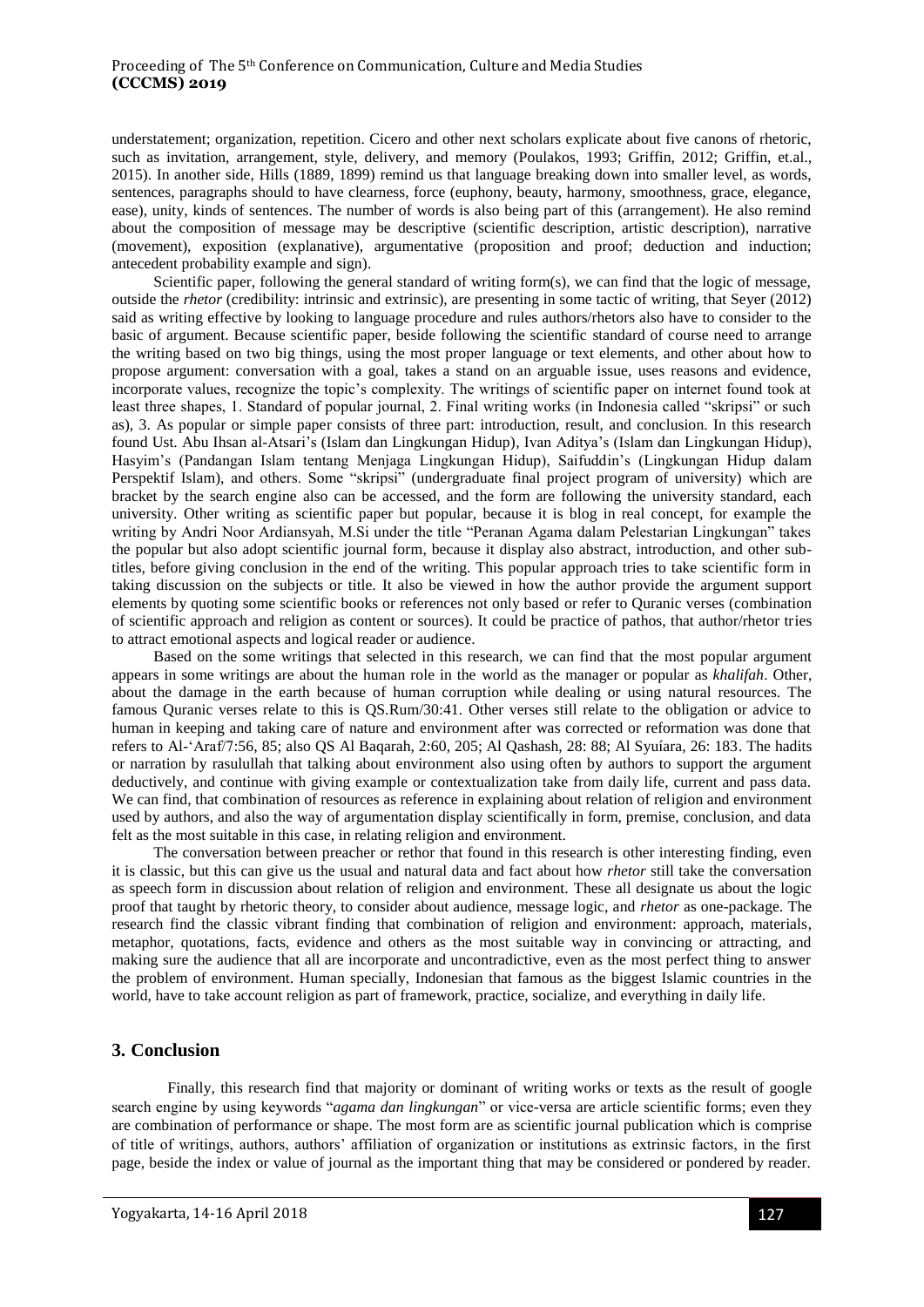understatement; organization, repetition. Cicero and other next scholars explicate about five canons of rhetoric, such as invitation, arrangement, style, delivery, and memory (Poulakos, 1993; Griffin, 2012; Griffin, et.al., 2015). In another side, Hills (1889, 1899) remind us that language breaking down into smaller level, as words, sentences, paragraphs should to have clearness, force (euphony, beauty, harmony, smoothness, grace, elegance, ease), unity, kinds of sentences. The number of words is also being part of this (arrangement). He also remind about the composition of message may be descriptive (scientific description, artistic description), narrative (movement), exposition (explanative), argumentative (proposition and proof; deduction and induction; antecedent probability example and sign).

Scientific paper, following the general standard of writing form(s), we can find that the logic of message, outside the *rhetor* (credibility: intrinsic and extrinsic), are presenting in some tactic of writing, that Seyer (2012) said as writing effective by looking to language procedure and rules authors/rhetors also have to consider to the basic of argument. Because scientific paper, beside following the scientific standard of course need to arrange the writing based on two big things, using the most proper language or text elements, and other about how to propose argument: conversation with a goal, takes a stand on an arguable issue, uses reasons and evidence, incorporate values, recognize the topic's complexity. The writings of scientific paper on internet found took at least three shapes, 1. Standard of popular journal, 2. Final writing works (in Indonesia called "skripsi" or such as), 3. As popular or simple paper consists of three part: introduction, result, and conclusion. In this research found Ust. Abu Ihsan al-Atsari's (Islam dan Lingkungan Hidup), Ivan Aditya's (Islam dan Lingkungan Hidup), Hasyim's (Pandangan Islam tentang Menjaga Lingkungan Hidup), Saifuddin's (Lingkungan Hidup dalam Perspektif Islam), and others. Some "skripsi" (undergraduate final project program of university) which are bracket by the search engine also can be accessed, and the form are following the university standard, each university. Other writing as scientific paper but popular, because it is blog in real concept, for example the writing by Andri Noor Ardiansyah, M.Si under the title "Peranan Agama dalam Pelestarian Lingkungan" takes the popular but also adopt scientific journal form, because it display also abstract, introduction, and other sub-titles, before giving conclusion in the end of the writing. This popular approach tries to take scientific form in taking discussion on the subjects or title. It also be viewed in how the author provide the argument support elements by quoting some scientific books or references not only based or refer to Quranic verses (combination of scientific approach and religion as content or sources). It could be practice of pathos, that author/rhetor tries to attract emotional aspects and logical reader or audience.

Based on the some writings that selected in this research, we can find that the most popular argument appears in some writings are about the human role in the world as the manager or popular as *khalifah*. Other, about the damage in the earth because of human corruption while dealing or using natural resources. The famous Quranic verses relate to this is QS.Rum/30:41. Other verses still relate to the obligation or advice to human in keeping and taking care of nature and environment after was corrected or reformation was done that refers to Al-'Araf/7:56, 85; also QS Al Baqarah, 2:60, 205; Al Qashash, 28: 88; Al Syuíara, 26: 183. The hadits or narration by rasulullah that talking about environment also using often by authors to support the argument deductively, and continue with giving example or contextualization take from daily life, current and pass data. We can find, that combination of resources as reference in explaining about relation of religion and environment used by authors, and also the way of argumentation display scientifically in form, premise, conclusion, and data felt as the most suitable in this case, in relating religion and environment.

The conversation between preacher or rethor that found in this research is other interesting finding, even it is classic, but this can give us the usual and natural data and fact about how *rhetor* still take the conversation as speech form in discussion about relation of religion and environment. These all designate us about the logic proof that taught by rhetoric theory, to consider about audience, message logic, and *rhetor* as one-package. The research find the classic vibrant finding that combination of religion and environment: approach, materials, metaphor, quotations, facts, evidence and others as the most suitable way in convincing or attracting, and making sure the audience that all are incorporate and uncontradictive, even as the most perfect thing to answer the problem of environment. Human specially, Indonesian that famous as the biggest Islamic countries in the world, have to take account religion as part of framework, practice, socialize, and everything in daily life.

## 3. Conclusion

Finally, this research find that majority or dominant of writing works or texts as the result of google search engine by using keywords "*agama dan lingkungan*" or vice-versa are article scientific forms; even they are combination of performance or shape. The most form are as scientific journal publication which is comprise of title of writings, authors, authors' affiliation of organization or institutions as extrinsic factors, in the first page, beside the index or value of journal as the important thing that may be considered or pondered by reader.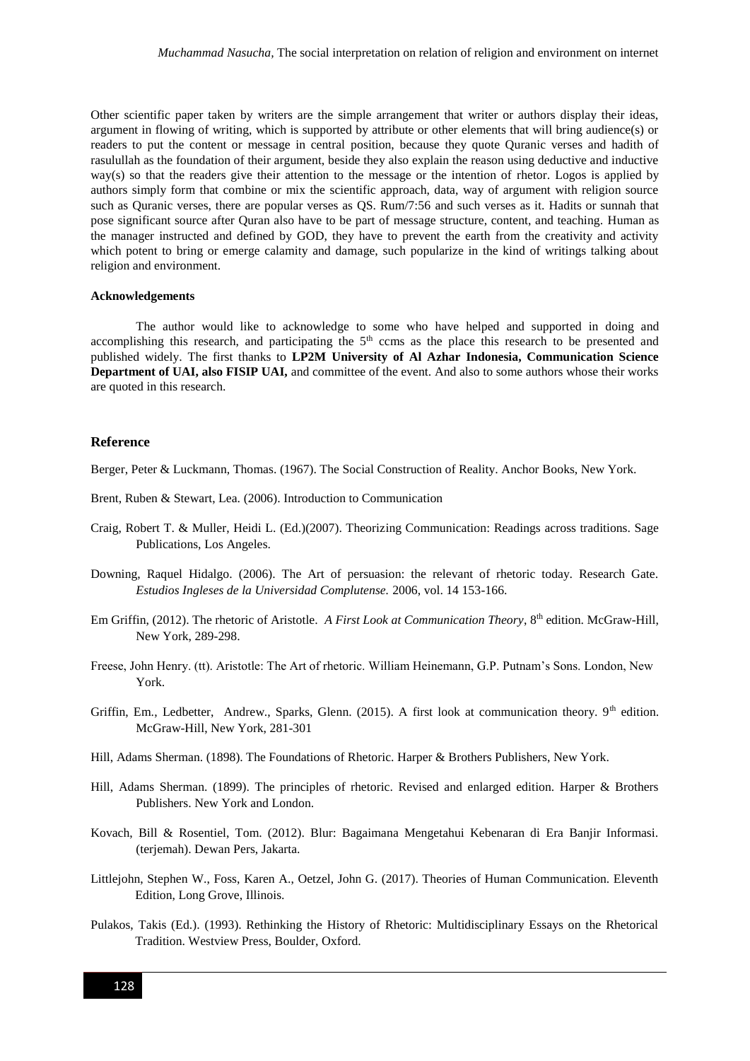Other scientific paper taken by writers are the simple arrangement that writer or authors display their ideas, argument in flowing of writing, which is supported by attribute or other elements that will bring audience(s) or readers to put the content or message in central position, because they quote Quranic verses and hadith of rasulullah as the foundation of their argument, beside they also explain the reason using deductive and inductive way(s) so that the readers give their attention to the message or the intention of rhetor. Logos is applied by authors simply form that combine or mix the scientific approach, data, way of argument with religion source such as Quranic verses, there are popular verses as QS. Rum/7:56 and such verses as it. Hadits or sunnah that pose significant source after Quran also have to be part of message structure, content, and teaching. Human as the manager instructed and defined by GOD, they have to prevent the earth from the creativity and activity which potent to bring or emerge calamity and damage, such popularize in the kind of writings talking about religion and environment.

**Acknowledgements**

The author would like to acknowledge to some who have helped and supported in doing and accomplishing this research, and participating the 5th ccms as the place this research to be presented and published widely. The first thanks to **LP2M University of Al Azhar Indonesia, Communication Science Department of UAI, also FISIP UAI,** and committee of the event. And also to some authors whose their works are quoted in this research.

## Reference

Berger, Peter & Luckmann, Thomas. (1967). The Social Construction of Reality. Anchor Books, New York.

Brent, Ruben & Stewart, Lea. (2006). Introduction to Communication

Craig, Robert T. & Muller, Heidi L. (Ed.)(2007). Theorizing Communication: Readings across traditions. Sage Publications, Los Angeles.

Downing, Raquel Hidalgo. (2006). The Art of persuasion: the relevant of rhetoric today. Research Gate. *Estudios Ingleses de la Universidad Complutense.* 2006, vol. 14 153-166.

Em Griffin, (2012). The rhetoric of Aristotle. *A First Look at Communication Theory*, 8th edition. McGraw-Hill, New York, 289-298.

Freese, John Henry. (tt). Aristotle: The Art of rhetoric. William Heinemann, G.P. Putnam's Sons. London, New York.

Griffin, Em., Ledbetter, Andrew., Sparks, Glenn. (2015). A first look at communication theory. 9th edition. McGraw-Hill, New York, 281-301

Hill, Adams Sherman. (1898). The Foundations of Rhetoric. Harper & Brothers Publishers, New York.

Hill, Adams Sherman. (1899). The principles of rhetoric. Revised and enlarged edition. Harper & Brothers Publishers. New York and London.

Kovach, Bill & Rosentiel, Tom. (2012). Blur: Bagaimana Mengetahui Kebenaran di Era Banjir Informasi. (terjemah). Dewan Pers, Jakarta.

Littlejohn, Stephen W., Foss, Karen A., Oetzel, John G. (2017). Theories of Human Communication. Eleventh Edition, Long Grove, Illinois.

Pulakos, Takis (Ed.). (1993). Rethinking the History of Rhetoric: Multidisciplinary Essays on the Rhetorical Tradition. Westview Press, Boulder, Oxford.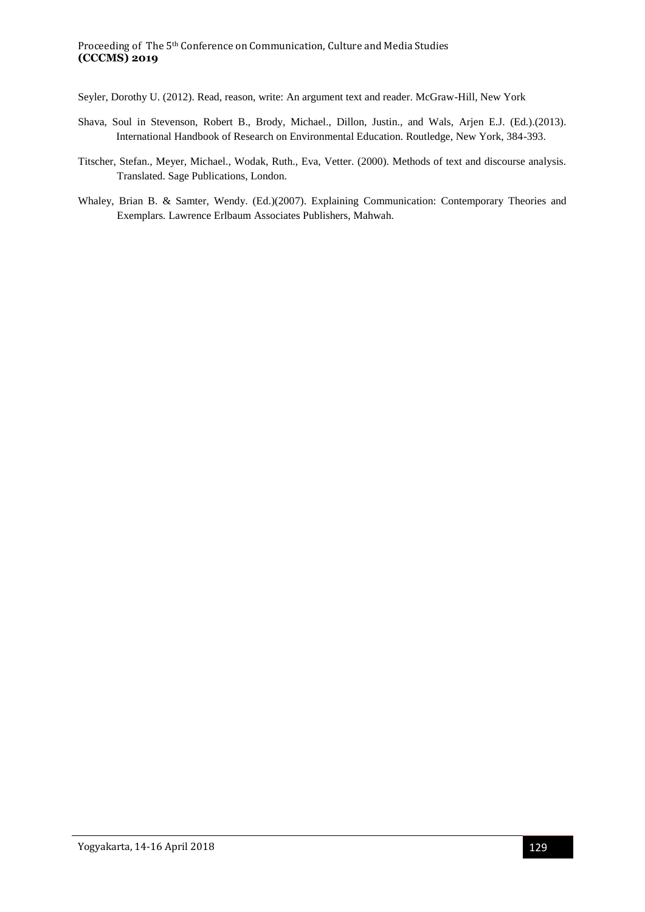Seyler, Dorothy U. (2012). Read, reason, write: An argument text and reader. McGraw-Hill, New York

Shava, Soul in Stevenson, Robert B., Brody, Michael., Dillon, Justin., and Wals, Arjen E.J. (Ed.).(2013). International Handbook of Research on Environmental Education. Routledge, New York, 384-393.

Titscher, Stefan., Meyer, Michael., Wodak, Ruth., Eva, Vetter. (2000). Methods of text and discourse analysis. Translated. Sage Publications, London.

Whaley, Brian B. & Samter, Wendy. (Ed.)(2007). Explaining Communication: Contemporary Theories and Exemplars. Lawrence Erlbaum Associates Publishers, Mahwah.